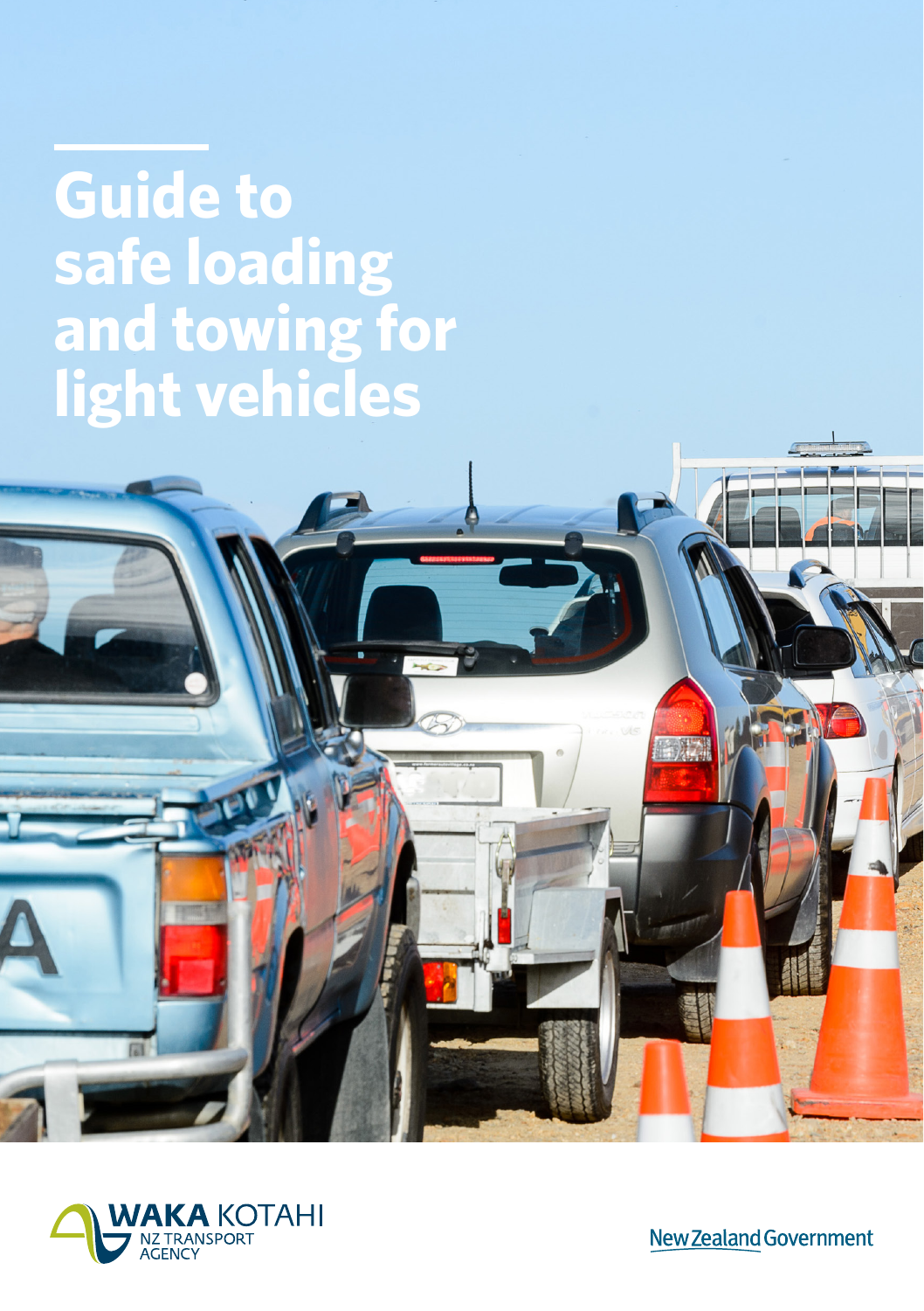# Guide to safe loading and towing for light vehicles

WAKA KOTAHI NZ TRANSPORT AGENCY

New Zealand Government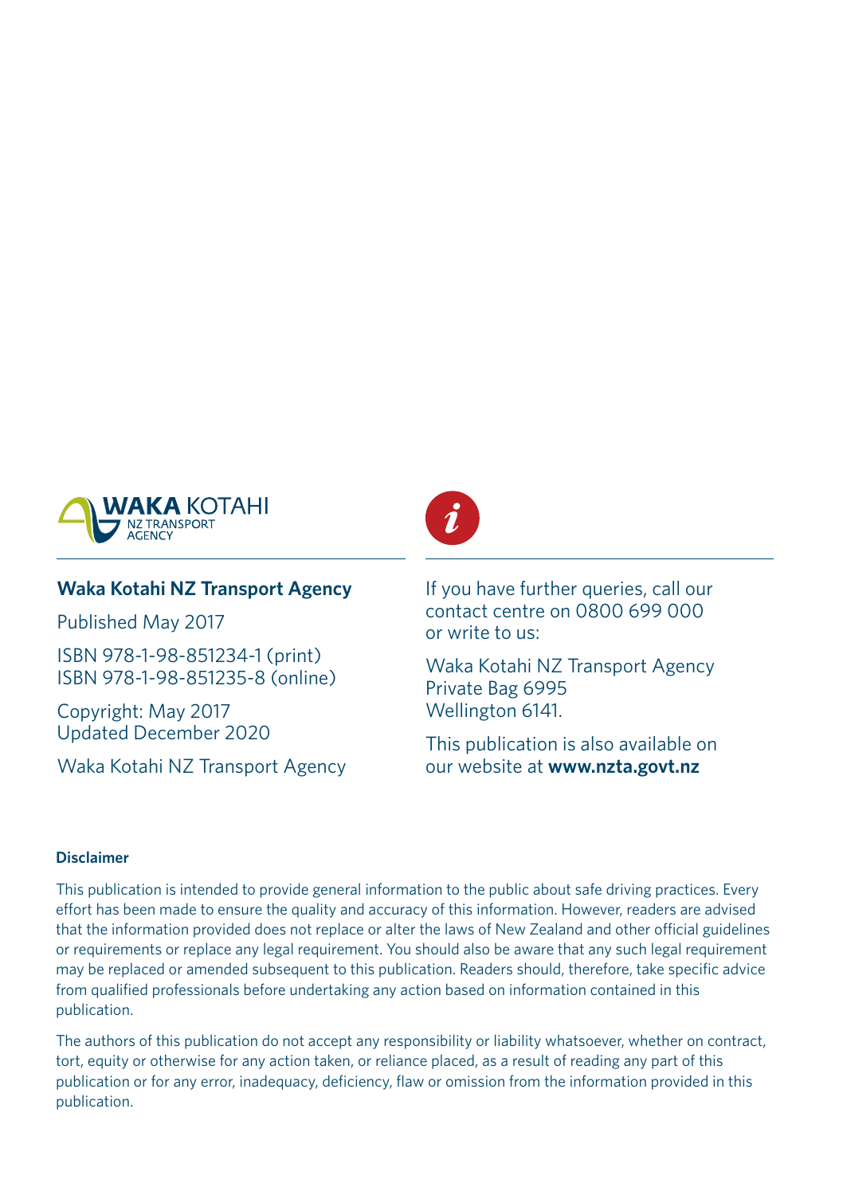**Waka Kotahi NZ Transport Agency**

Published May 2017

ISBN 978-1-98-851234-1 (print)
ISBN 978-1-98-851235-8 (online)

Copyright: May 2017
Updated December 2020

Waka Kotahi NZ Transport Agency

If you have further queries, call our contact centre on 0800 699 000 or write to us:

Waka Kotahi NZ Transport Agency
Private Bag 6995
Wellington 6141.

This publication is also available on our website at **www.nzta.govt.nz**

**Disclaimer**

This publication is intended to provide general information to the public about safe driving practices. Every effort has been made to ensure the quality and accuracy of this information. However, readers are advised that the information provided does not replace or alter the laws of New Zealand and other official guidelines or requirements or replace any legal requirement. You should also be aware that any such legal requirement may be replaced or amended subsequent to this publication. Readers should, therefore, take specific advice from qualified professionals before undertaking any action based on information contained in this publication.

The authors of this publication do not accept any responsibility or liability whatsoever, whether on contract, tort, equity or otherwise for any action taken, or reliance placed, as a result of reading any part of this publication or for any error, inadequacy, deficiency, flaw or omission from the information provided in this publication.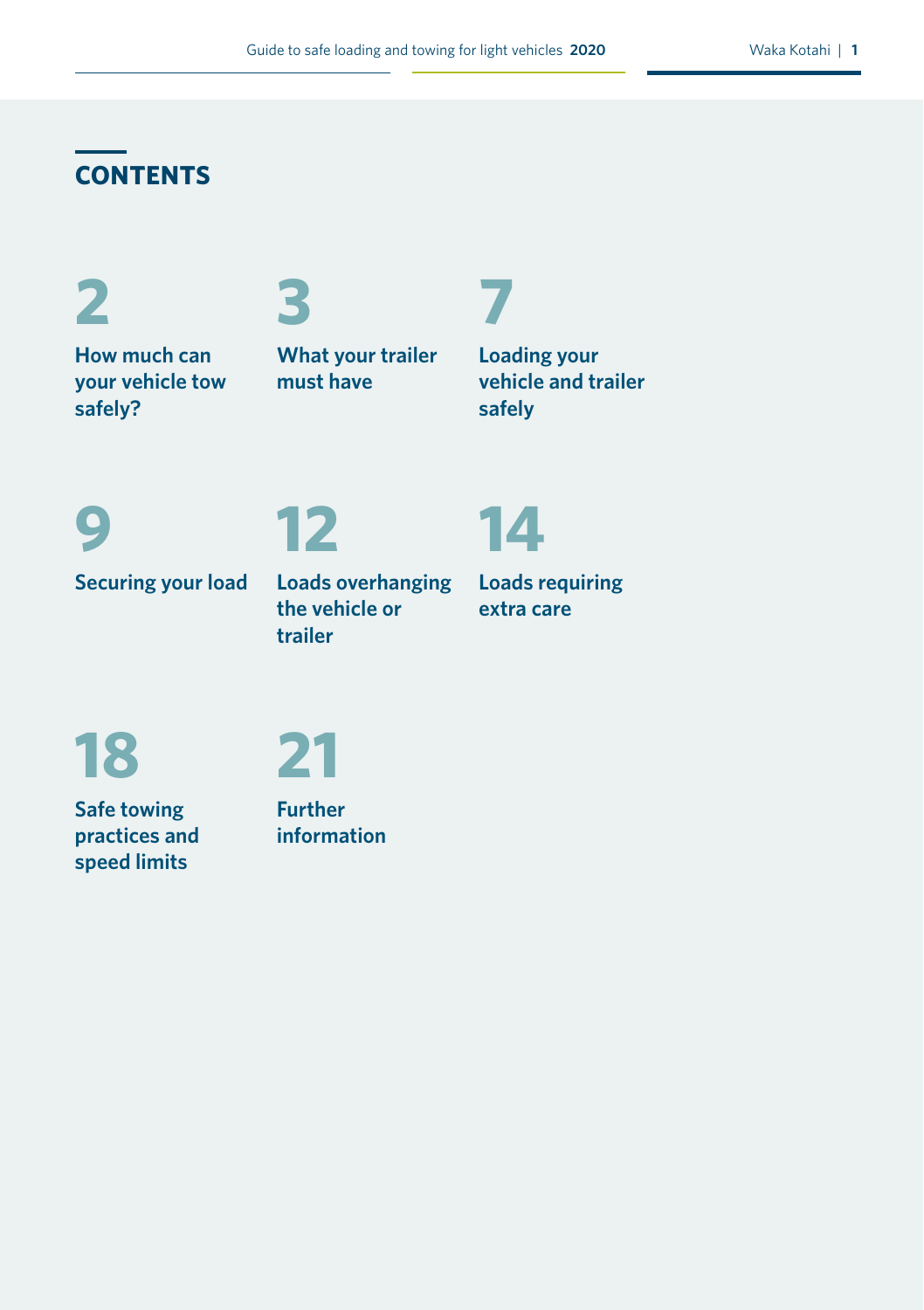# CONTENTS

**2** How much can your vehicle tow safely?

**3** What your trailer must have

**7** Loading your vehicle and trailer safely

**9** Securing your load

**12** Loads overhanging the vehicle or trailer

**14** Loads requiring extra care

**18** Safe towing practices and speed limits

**21** Further information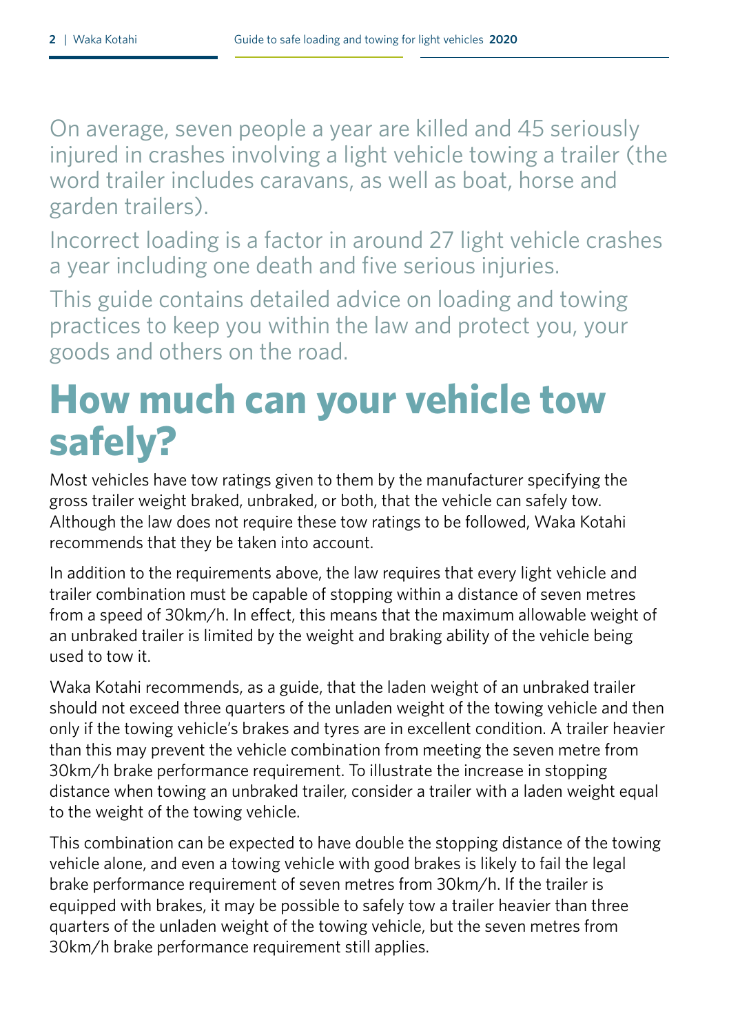On average, seven people a year are killed and 45 seriously injured in crashes involving a light vehicle towing a trailer (the word trailer includes caravans, as well as boat, horse and garden trailers).

Incorrect loading is a factor in around 27 light vehicle crashes a year including one death and five serious injuries.

This guide contains detailed advice on loading and towing practices to keep you within the law and protect you, your goods and others on the road.

# How much can your vehicle tow safely?

Most vehicles have tow ratings given to them by the manufacturer specifying the gross trailer weight braked, unbraked, or both, that the vehicle can safely tow. Although the law does not require these tow ratings to be followed, Waka Kotahi recommends that they be taken into account.

In addition to the requirements above, the law requires that every light vehicle and trailer combination must be capable of stopping within a distance of seven metres from a speed of 30km/h. In effect, this means that the maximum allowable weight of an unbraked trailer is limited by the weight and braking ability of the vehicle being used to tow it.

Waka Kotahi recommends, as a guide, that the laden weight of an unbraked trailer should not exceed three quarters of the unladen weight of the towing vehicle and then only if the towing vehicle's brakes and tyres are in excellent condition. A trailer heavier than this may prevent the vehicle combination from meeting the seven metre from 30km/h brake performance requirement. To illustrate the increase in stopping distance when towing an unbraked trailer, consider a trailer with a laden weight equal to the weight of the towing vehicle.

This combination can be expected to have double the stopping distance of the towing vehicle alone, and even a towing vehicle with good brakes is likely to fail the legal brake performance requirement of seven metres from 30km/h. If the trailer is equipped with brakes, it may be possible to safely tow a trailer heavier than three quarters of the unladen weight of the towing vehicle, but the seven metres from 30km/h brake performance requirement still applies.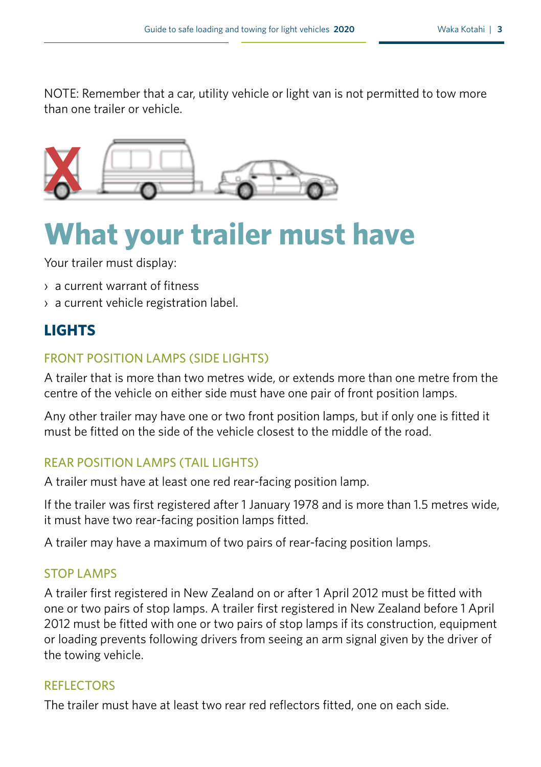NOTE: Remember that a car, utility vehicle or light van is not permitted to tow more than one trailer or vehicle.

# What your trailer must have

Your trailer must display:

- a current warrant of fitness
- a current vehicle registration label.

## LIGHTS

### FRONT POSITION LAMPS (SIDE LIGHTS)

A trailer that is more than two metres wide, or extends more than one metre from the centre of the vehicle on either side must have one pair of front position lamps.

Any other trailer may have one or two front position lamps, but if only one is fitted it must be fitted on the side of the vehicle closest to the middle of the road.

### REAR POSITION LAMPS (TAIL LIGHTS)

A trailer must have at least one red rear-facing position lamp.

If the trailer was first registered after 1 January 1978 and is more than 1.5 metres wide, it must have two rear-facing position lamps fitted.

A trailer may have a maximum of two pairs of rear-facing position lamps.

### STOP LAMPS

A trailer first registered in New Zealand on or after 1 April 2012 must be fitted with one or two pairs of stop lamps. A trailer first registered in New Zealand before 1 April 2012 must be fitted with one or two pairs of stop lamps if its construction, equipment or loading prevents following drivers from seeing an arm signal given by the driver of the towing vehicle.

### REFLECTORS

The trailer must have at least two rear red reflectors fitted, one on each side.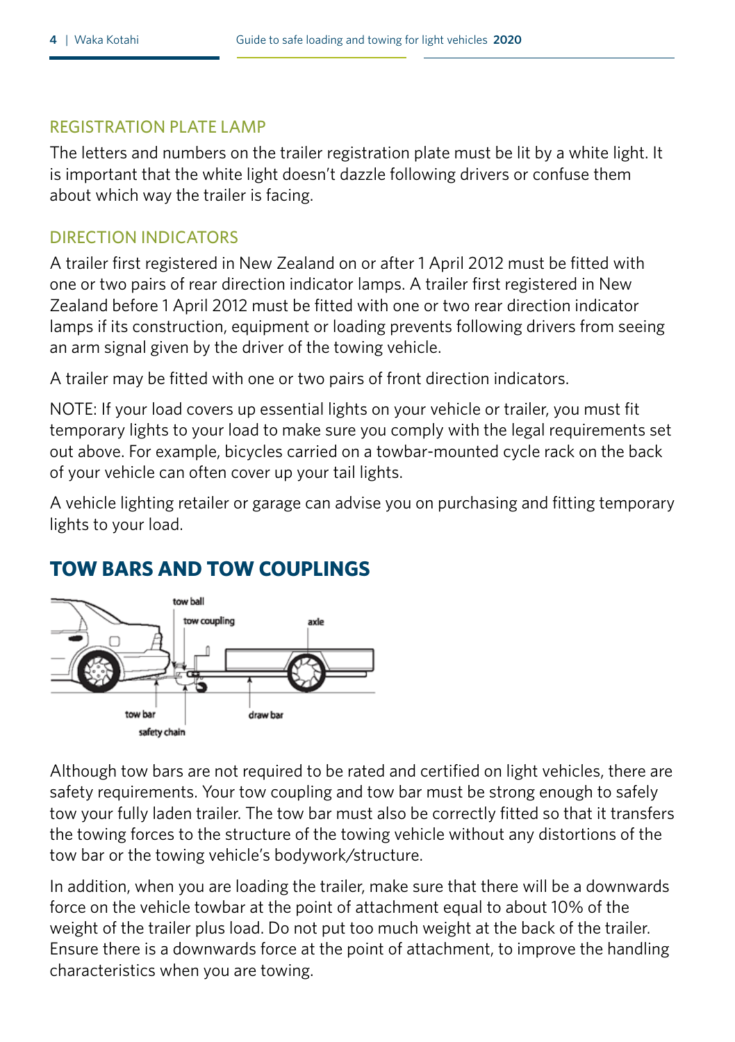### REGISTRATION PLATE LAMP

The letters and numbers on the trailer registration plate must be lit by a white light. It is important that the white light doesn't dazzle following drivers or confuse them about which way the trailer is facing.

### DIRECTION INDICATORS

A trailer first registered in New Zealand on or after 1 April 2012 must be fitted with one or two pairs of rear direction indicator lamps. A trailer first registered in New Zealand before 1 April 2012 must be fitted with one or two rear direction indicator lamps if its construction, equipment or loading prevents following drivers from seeing an arm signal given by the driver of the towing vehicle.

A trailer may be fitted with one or two pairs of front direction indicators.

NOTE: If your load covers up essential lights on your vehicle or trailer, you must fit temporary lights to your load to make sure you comply with the legal requirements set out above. For example, bicycles carried on a towbar-mounted cycle rack on the back of your vehicle can often cover up your tail lights.

A vehicle lighting retailer or garage can advise you on purchasing and fitting temporary lights to your load.

## TOW BARS AND TOW COUPLINGS

Although tow bars are not required to be rated and certified on light vehicles, there are safety requirements. Your tow coupling and tow bar must be strong enough to safely tow your fully laden trailer. The tow bar must also be correctly fitted so that it transfers the towing forces to the structure of the towing vehicle without any distortions of the tow bar or the towing vehicle's bodywork/structure.

In addition, when you are loading the trailer, make sure that there will be a downwards force on the vehicle towbar at the point of attachment equal to about 10% of the weight of the trailer plus load. Do not put too much weight at the back of the trailer. Ensure there is a downwards force at the point of attachment, to improve the handling characteristics when you are towing.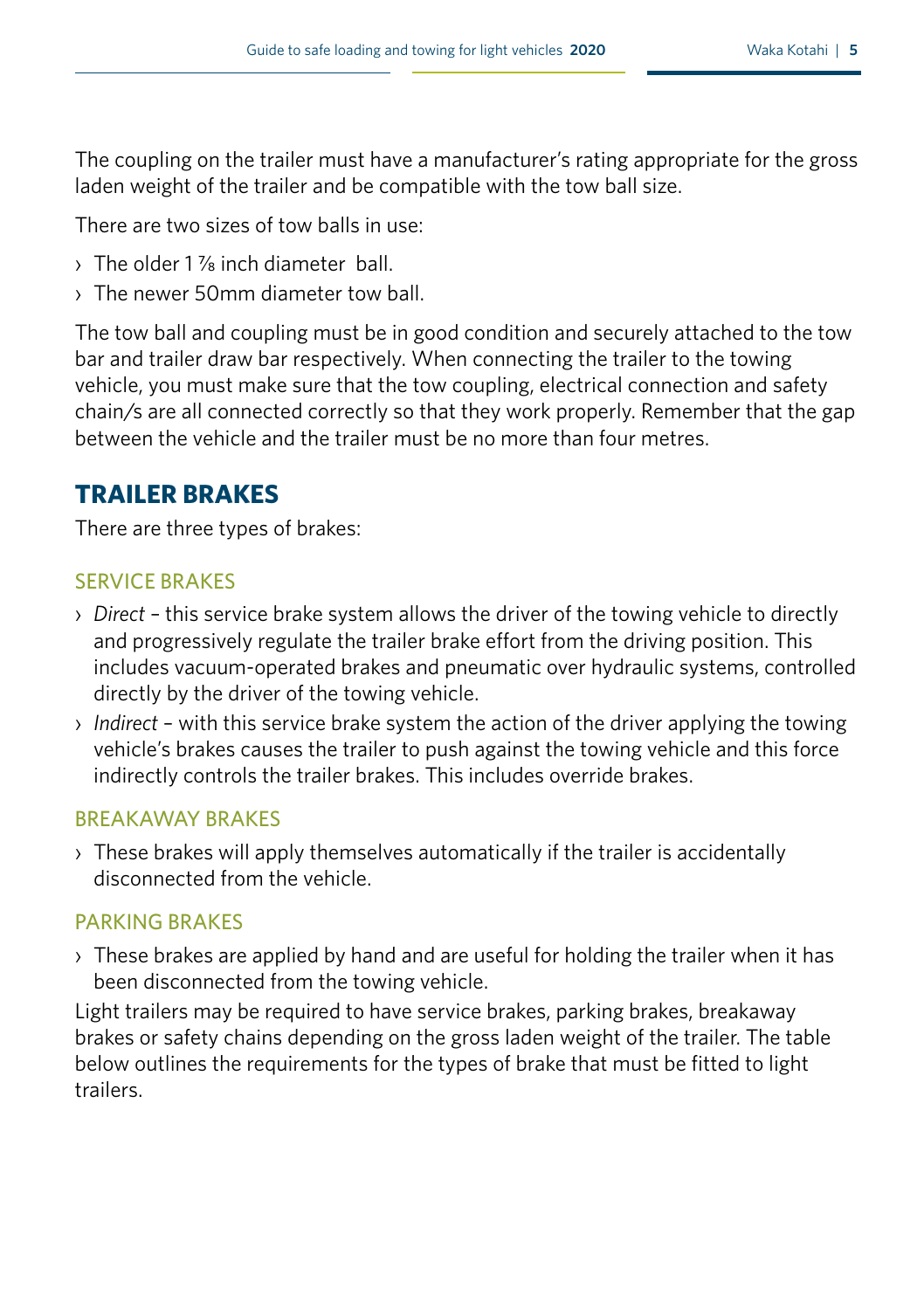The coupling on the trailer must have a manufacturer's rating appropriate for the gross laden weight of the trailer and be compatible with the tow ball size.

There are two sizes of tow balls in use:

- The older 1 ⅞ inch diameter  ball.
- The newer 50mm diameter tow ball.

The tow ball and coupling must be in good condition and securely attached to the tow bar and trailer draw bar respectively. When connecting the trailer to the towing vehicle, you must make sure that the tow coupling, electrical connection and safety chain/s are all connected correctly so that they work properly. Remember that the gap between the vehicle and the trailer must be no more than four metres.

## TRAILER BRAKES

There are three types of brakes:

### SERVICE BRAKES

- *Direct* – this service brake system allows the driver of the towing vehicle to directly and progressively regulate the trailer brake effort from the driving position. This includes vacuum-operated brakes and pneumatic over hydraulic systems, controlled directly by the driver of the towing vehicle.
- *Indirect* – with this service brake system the action of the driver applying the towing vehicle's brakes causes the trailer to push against the towing vehicle and this force indirectly controls the trailer brakes. This includes override brakes.

### BREAKAWAY BRAKES

- These brakes will apply themselves automatically if the trailer is accidentally disconnected from the vehicle.

### PARKING BRAKES

- These brakes are applied by hand and are useful for holding the trailer when it has been disconnected from the towing vehicle.

Light trailers may be required to have service brakes, parking brakes, breakaway brakes or safety chains depending on the gross laden weight of the trailer. The table below outlines the requirements for the types of brake that must be fitted to light trailers.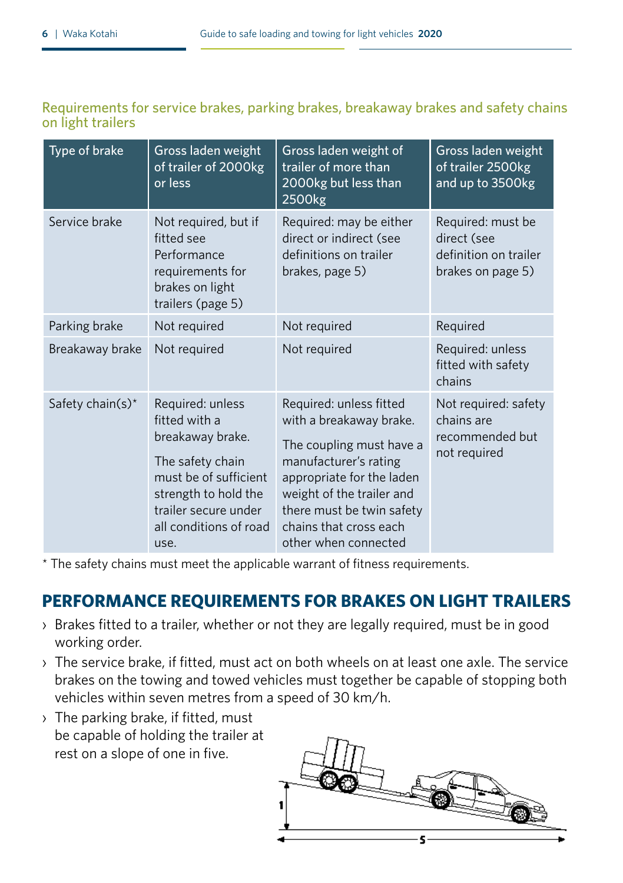### Requirements for service brakes, parking brakes, breakaway brakes and safety chains on light trailers

| Type of brake | Gross laden weight of trailer of 2000kg or less | Gross laden weight of trailer of more than 2000kg but less than 2500kg | Gross laden weight of trailer 2500kg and up to 3500kg |
|---|---|---|---|
| Service brake | Not required, but if fitted see Performance requirements for brakes on light trailers (page 5) | Required: may be either direct or indirect (see definitions on trailer brakes, page 5) | Required: must be direct (see definition on trailer brakes on page 5) |
| Parking brake | Not required | Not required | Required |
| Breakaway brake | Not required | Not required | Required: unless fitted with safety chains |
| Safety chain(s)* | Required: unless fitted with a breakaway brake.<br><br>The safety chain must be of sufficient strength to hold the trailer secure under all conditions of road use. | Required: unless fitted with a breakaway brake.<br><br>The coupling must have a manufacturer's rating appropriate for the laden weight of the trailer and there must be twin safety chains that cross each other when connected | Not required: safety chains are recommended but not required |

\* The safety chains must meet the applicable warrant of fitness requirements.

## PERFORMANCE REQUIREMENTS FOR BRAKES ON LIGHT TRAILERS

- Brakes fitted to a trailer, whether or not they are legally required, must be in good working order.
- The service brake, if fitted, must act on both wheels on at least one axle. The service brakes on the towing and towed vehicles must together be capable of stopping both vehicles within seven metres from a speed of 30 km/h.
- The parking brake, if fitted, must be capable of holding the trailer at rest on a slope of one in five.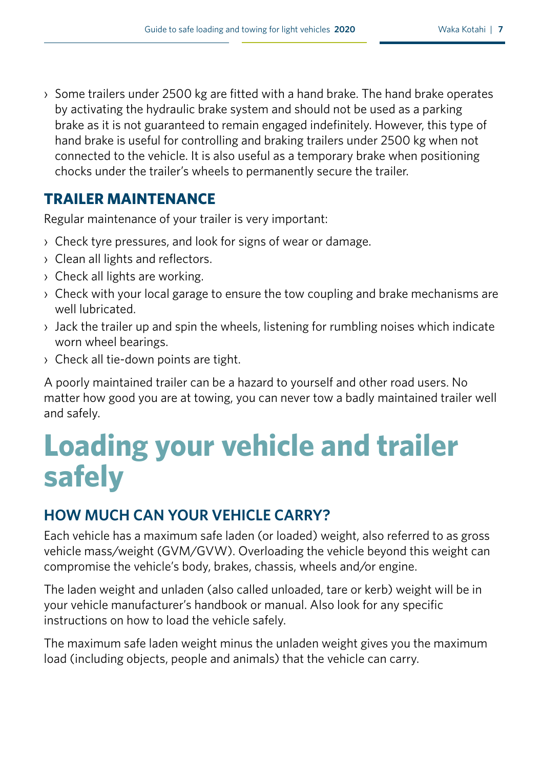- Some trailers under 2500 kg are fitted with a hand brake. The hand brake operates by activating the hydraulic brake system and should not be used as a parking brake as it is not guaranteed to remain engaged indefinitely. However, this type of hand brake is useful for controlling and braking trailers under 2500 kg when not connected to the vehicle. It is also useful as a temporary brake when positioning chocks under the trailer's wheels to permanently secure the trailer.

## TRAILER MAINTENANCE

Regular maintenance of your trailer is very important:

- Check tyre pressures, and look for signs of wear or damage.
- Clean all lights and reflectors.
- Check all lights are working.
- Check with your local garage to ensure the tow coupling and brake mechanisms are well lubricated.
- Jack the trailer up and spin the wheels, listening for rumbling noises which indicate worn wheel bearings.
- Check all tie-down points are tight.

A poorly maintained trailer can be a hazard to yourself and other road users. No matter how good you are at towing, you can never tow a badly maintained trailer well and safely.

# Loading your vehicle and trailer safely

## HOW MUCH CAN YOUR VEHICLE CARRY?

Each vehicle has a maximum safe laden (or loaded) weight, also referred to as gross vehicle mass/weight (GVM/GVW). Overloading the vehicle beyond this weight can compromise the vehicle's body, brakes, chassis, wheels and/or engine.

The laden weight and unladen (also called unloaded, tare or kerb) weight will be in your vehicle manufacturer's handbook or manual. Also look for any specific instructions on how to load the vehicle safely.

The maximum safe laden weight minus the unladen weight gives you the maximum load (including objects, people and animals) that the vehicle can carry.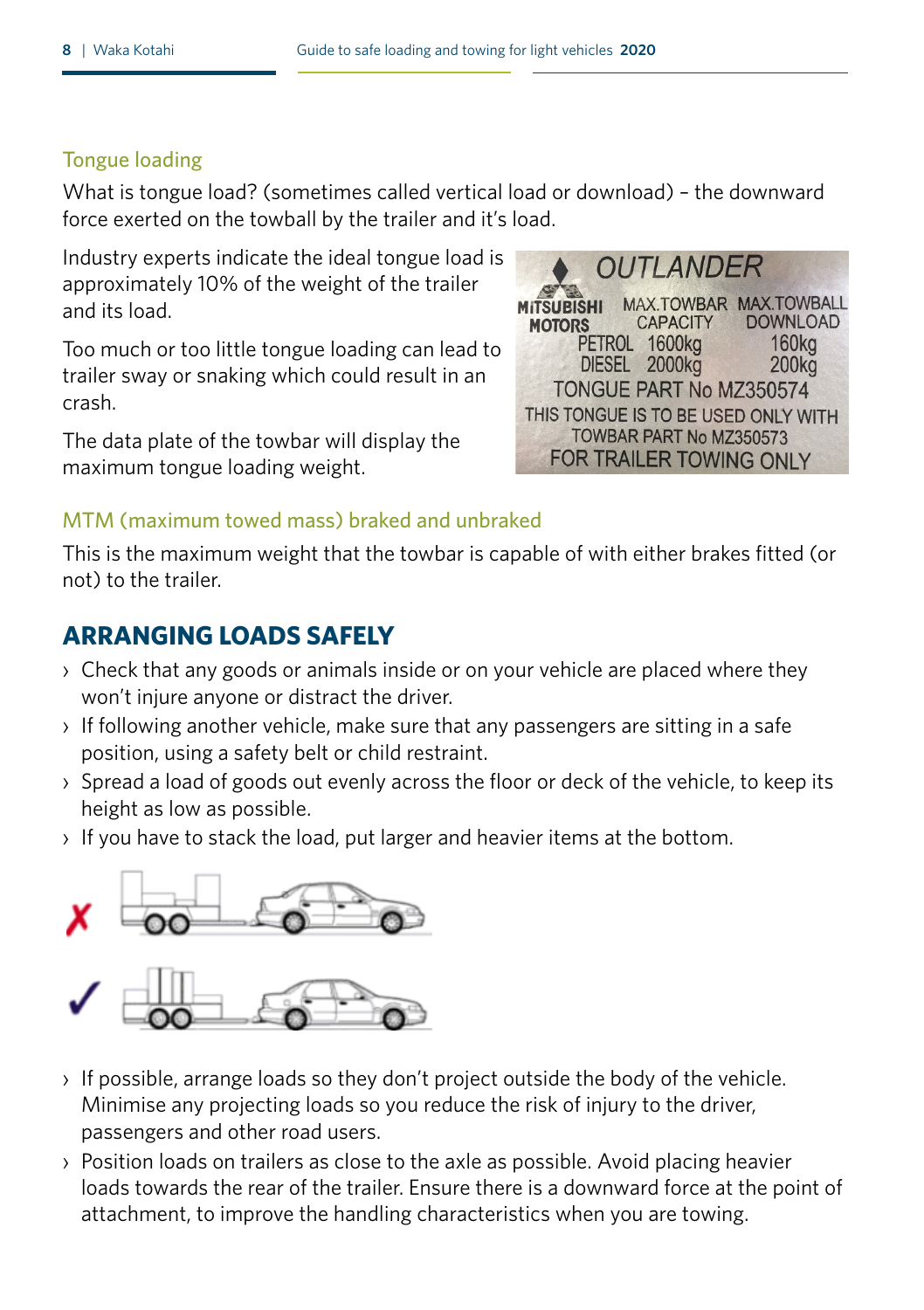### Tongue loading

What is tongue load? (sometimes called vertical load or download) – the downward force exerted on the towball by the trailer and it's load.

Industry experts indicate the ideal tongue load is approximately 10% of the weight of the trailer and its load.

Too much or too little tongue loading can lead to trailer sway or snaking which could result in an crash.

The data plate of the towbar will display the maximum tongue loading weight.

### MTM (maximum towed mass) braked and unbraked

This is the maximum weight that the towbar is capable of with either brakes fitted (or not) to the trailer.

## ARRANGING LOADS SAFELY

- Check that any goods or animals inside or on your vehicle are placed where they won't injure anyone or distract the driver.
- If following another vehicle, make sure that any passengers are sitting in a safe position, using a safety belt or child restraint.
- Spread a load of goods out evenly across the floor or deck of the vehicle, to keep its height as low as possible.
- If you have to stack the load, put larger and heavier items at the bottom.
- If possible, arrange loads so they don't project outside the body of the vehicle. Minimise any projecting loads so you reduce the risk of injury to the driver, passengers and other road users.
- Position loads on trailers as close to the axle as possible. Avoid placing heavier loads towards the rear of the trailer. Ensure there is a downward force at the point of attachment, to improve the handling characteristics when you are towing.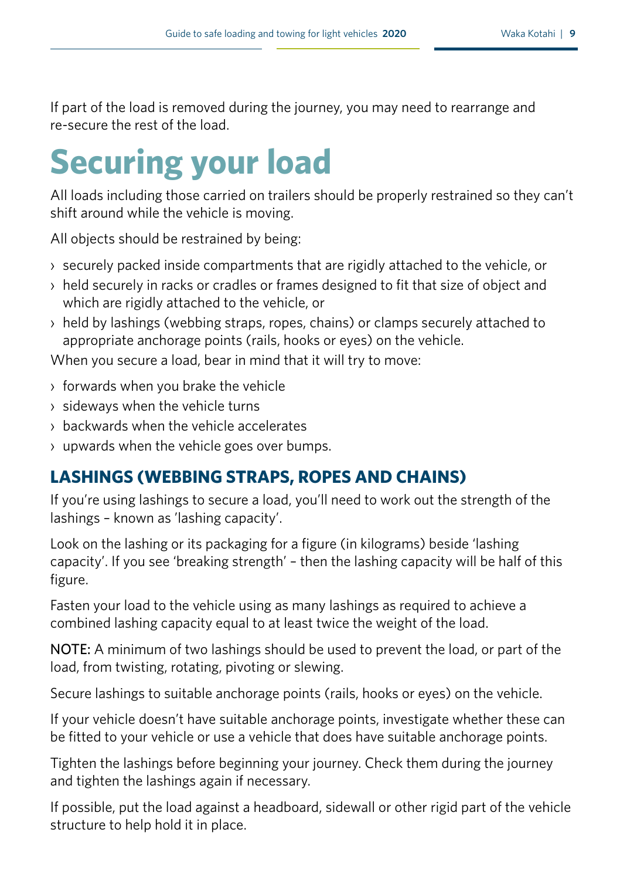If part of the load is removed during the journey, you may need to rearrange and re-secure the rest of the load.

# Securing your load

All loads including those carried on trailers should be properly restrained so they can't shift around while the vehicle is moving.

All objects should be restrained by being:

- securely packed inside compartments that are rigidly attached to the vehicle, or
- held securely in racks or cradles or frames designed to fit that size of object and which are rigidly attached to the vehicle, or
- held by lashings (webbing straps, ropes, chains) or clamps securely attached to appropriate anchorage points (rails, hooks or eyes) on the vehicle.

When you secure a load, bear in mind that it will try to move:

- forwards when you brake the vehicle
- sideways when the vehicle turns
- backwards when the vehicle accelerates
- upwards when the vehicle goes over bumps.

## LASHINGS (WEBBING STRAPS, ROPES AND CHAINS)

If you're using lashings to secure a load, you'll need to work out the strength of the lashings – known as 'lashing capacity'.

Look on the lashing or its packaging for a figure (in kilograms) beside 'lashing capacity'. If you see 'breaking strength' – then the lashing capacity will be half of this figure.

Fasten your load to the vehicle using as many lashings as required to achieve a combined lashing capacity equal to at least twice the weight of the load.

NOTE: A minimum of two lashings should be used to prevent the load, or part of the load, from twisting, rotating, pivoting or slewing.

Secure lashings to suitable anchorage points (rails, hooks or eyes) on the vehicle.

If your vehicle doesn't have suitable anchorage points, investigate whether these can be fitted to your vehicle or use a vehicle that does have suitable anchorage points.

Tighten the lashings before beginning your journey. Check them during the journey and tighten the lashings again if necessary.

If possible, put the load against a headboard, sidewall or other rigid part of the vehicle structure to help hold it in place.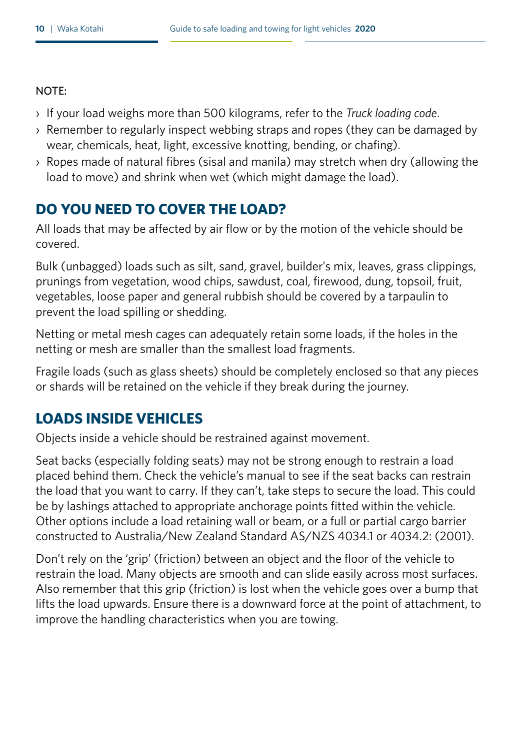NOTE:

- If your load weighs more than 500 kilograms, refer to the *Truck loading code*.
- Remember to regularly inspect webbing straps and ropes (they can be damaged by wear, chemicals, heat, light, excessive knotting, bending, or chafing).
- Ropes made of natural fibres (sisal and manila) may stretch when dry (allowing the load to move) and shrink when wet (which might damage the load).

## DO YOU NEED TO COVER THE LOAD?

All loads that may be affected by air flow or by the motion of the vehicle should be covered.

Bulk (unbagged) loads such as silt, sand, gravel, builder's mix, leaves, grass clippings, prunings from vegetation, wood chips, sawdust, coal, firewood, dung, topsoil, fruit, vegetables, loose paper and general rubbish should be covered by a tarpaulin to prevent the load spilling or shedding.

Netting or metal mesh cages can adequately retain some loads, if the holes in the netting or mesh are smaller than the smallest load fragments.

Fragile loads (such as glass sheets) should be completely enclosed so that any pieces or shards will be retained on the vehicle if they break during the journey.

## LOADS INSIDE VEHICLES

Objects inside a vehicle should be restrained against movement.

Seat backs (especially folding seats) may not be strong enough to restrain a load placed behind them. Check the vehicle's manual to see if the seat backs can restrain the load that you want to carry. If they can't, take steps to secure the load. This could be by lashings attached to appropriate anchorage points fitted within the vehicle. Other options include a load retaining wall or beam, or a full or partial cargo barrier constructed to Australia/New Zealand Standard AS/NZS 4034.1 or 4034.2: (2001).

Don't rely on the 'grip' (friction) between an object and the floor of the vehicle to restrain the load. Many objects are smooth and can slide easily across most surfaces. Also remember that this grip (friction) is lost when the vehicle goes over a bump that lifts the load upwards. Ensure there is a downward force at the point of attachment, to improve the handling characteristics when you are towing.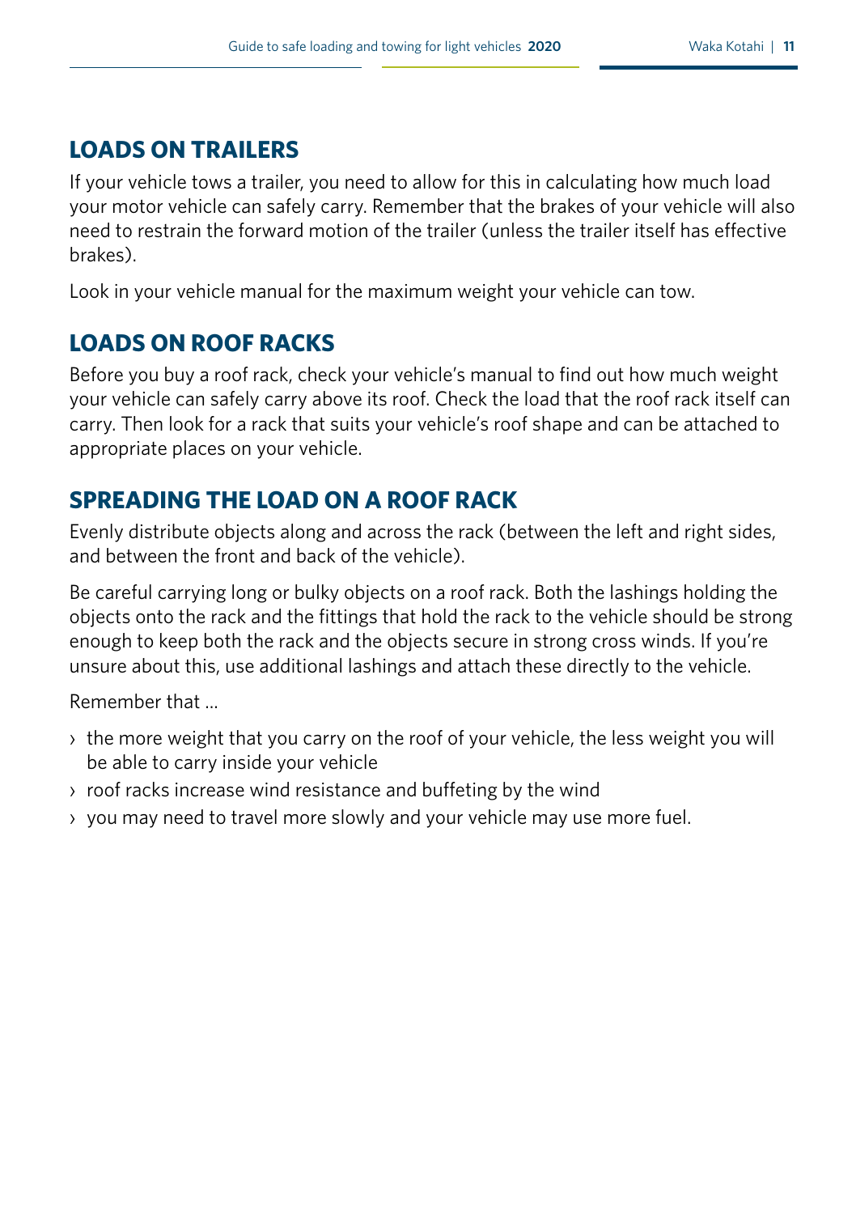## LOADS ON TRAILERS

If your vehicle tows a trailer, you need to allow for this in calculating how much load your motor vehicle can safely carry. Remember that the brakes of your vehicle will also need to restrain the forward motion of the trailer (unless the trailer itself has effective brakes).

Look in your vehicle manual for the maximum weight your vehicle can tow.

## LOADS ON ROOF RACKS

Before you buy a roof rack, check your vehicle's manual to find out how much weight your vehicle can safely carry above its roof. Check the load that the roof rack itself can carry. Then look for a rack that suits your vehicle's roof shape and can be attached to appropriate places on your vehicle.

## SPREADING THE LOAD ON A ROOF RACK

Evenly distribute objects along and across the rack (between the left and right sides, and between the front and back of the vehicle).

Be careful carrying long or bulky objects on a roof rack. Both the lashings holding the objects onto the rack and the fittings that hold the rack to the vehicle should be strong enough to keep both the rack and the objects secure in strong cross winds. If you're unsure about this, use additional lashings and attach these directly to the vehicle.

Remember that …

- the more weight that you carry on the roof of your vehicle, the less weight you will be able to carry inside your vehicle
- roof racks increase wind resistance and buffeting by the wind
- you may need to travel more slowly and your vehicle may use more fuel.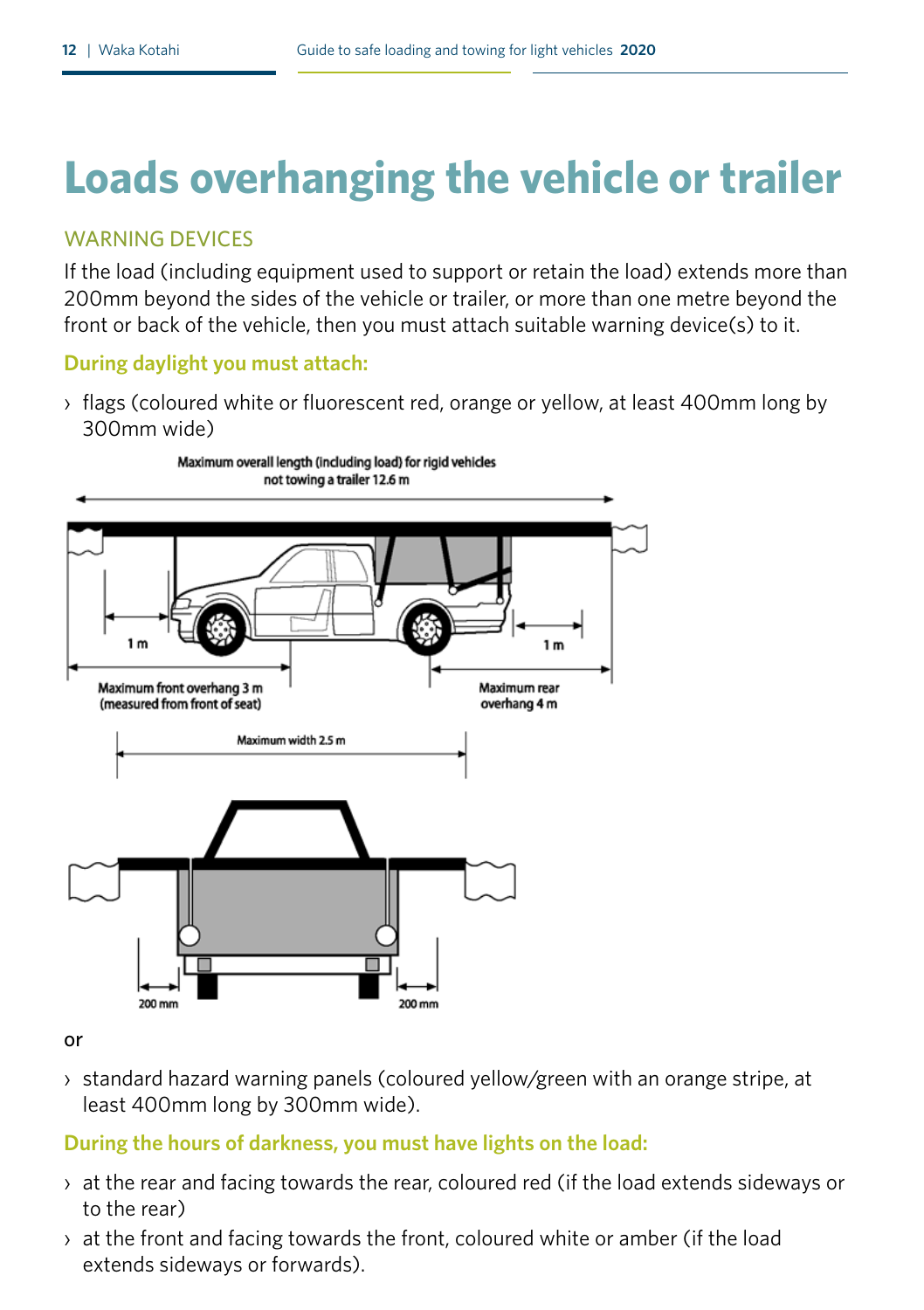# Loads overhanging the vehicle or trailer

## WARNING DEVICES

If the load (including equipment used to support or retain the load) extends more than 200mm beyond the sides of the vehicle or trailer, or more than one metre beyond the front or back of the vehicle, then you must attach suitable warning device(s) to it.

### During daylight you must attach:

- flags (coloured white or fluorescent red, orange or yellow, at least 400mm long by 300mm wide)

Maximum overall length (including load) for rigid vehicles not towing a trailer 12.6 m

1 m

1 m

Maximum front overhang 3 m (measured from front of seat)

Maximum rear overhang 4 m

Maximum width 2.5 m

200 mm

200 mm

or

- standard hazard warning panels (coloured yellow/green with an orange stripe, at least 400mm long by 300mm wide).

### During the hours of darkness, you must have lights on the load:

- at the rear and facing towards the rear, coloured red (if the load extends sideways or to the rear)
- at the front and facing towards the front, coloured white or amber (if the load extends sideways or forwards).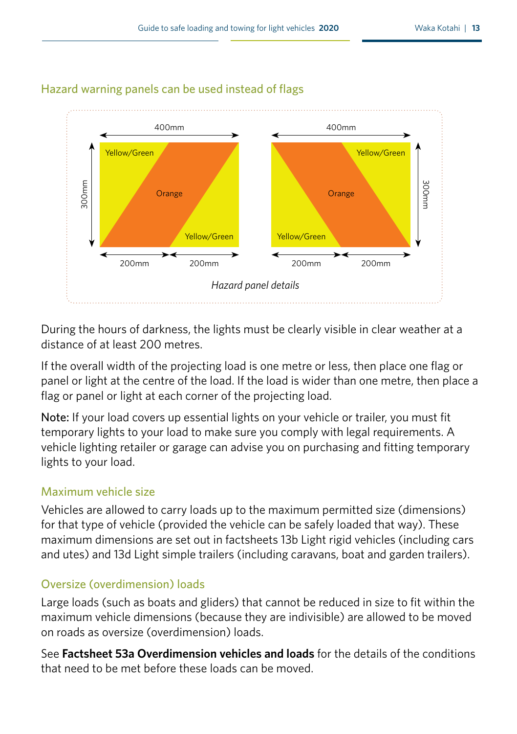## Hazard warning panels can be used instead of flags

*Hazard panel details*

During the hours of darkness, the lights must be clearly visible in clear weather at a distance of at least 200 metres.

If the overall width of the projecting load is one metre or less, then place one flag or panel or light at the centre of the load. If the load is wider than one metre, then place a flag or panel or light at each corner of the projecting load.

Note: If your load covers up essential lights on your vehicle or trailer, you must fit temporary lights to your load to make sure you comply with legal requirements. A vehicle lighting retailer or garage can advise you on purchasing and fitting temporary lights to your load.

### Maximum vehicle size

Vehicles are allowed to carry loads up to the maximum permitted size (dimensions) for that type of vehicle (provided the vehicle can be safely loaded that way). These maximum dimensions are set out in factsheets 13b Light rigid vehicles (including cars and utes) and 13d Light simple trailers (including caravans, boat and garden trailers).

### Oversize (overdimension) loads

Large loads (such as boats and gliders) that cannot be reduced in size to fit within the maximum vehicle dimensions (because they are indivisible) are allowed to be moved on roads as oversize (overdimension) loads.

See **Factsheet 53a Overdimension vehicles and loads** for the details of the conditions that need to be met before these loads can be moved.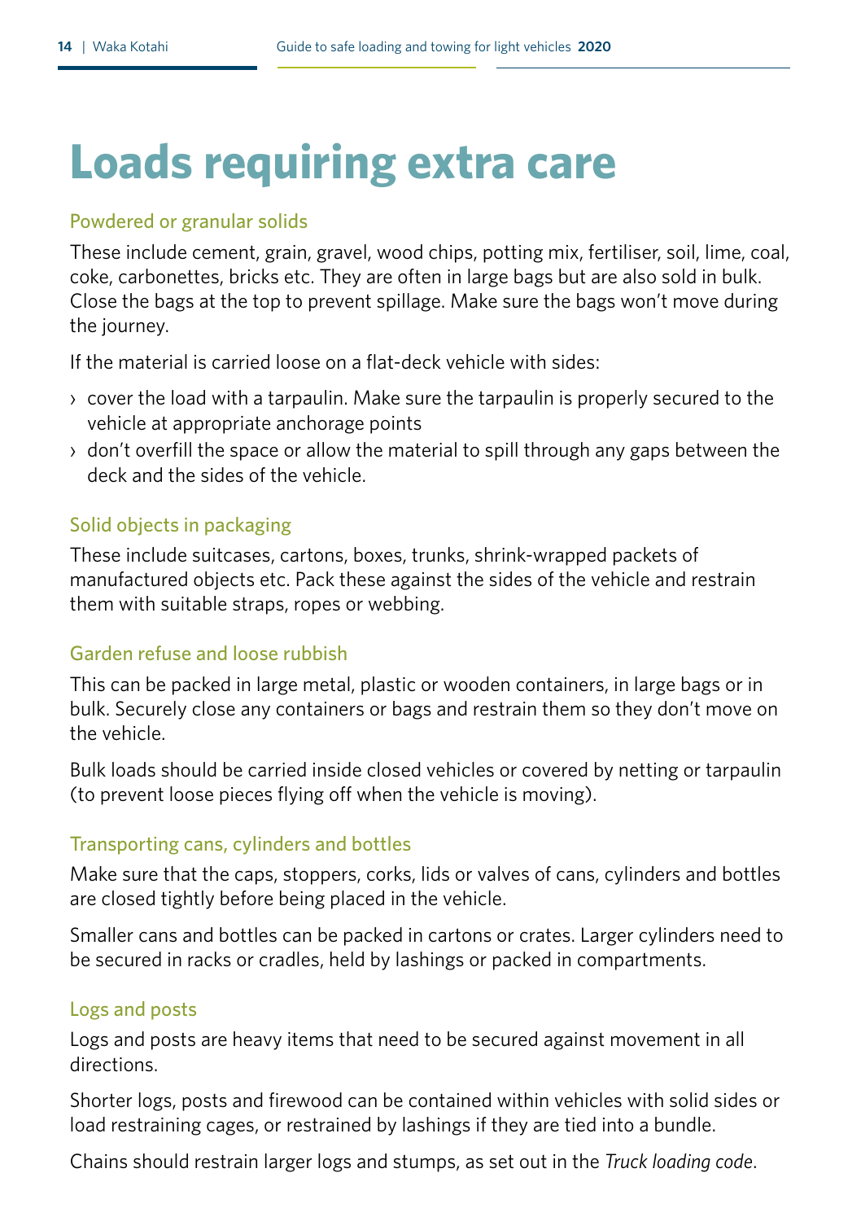# Loads requiring extra care

### Powdered or granular solids

These include cement, grain, gravel, wood chips, potting mix, fertiliser, soil, lime, coal, coke, carbonettes, bricks etc. They are often in large bags but are also sold in bulk. Close the bags at the top to prevent spillage. Make sure the bags won't move during the journey.

If the material is carried loose on a flat-deck vehicle with sides:

- cover the load with a tarpaulin. Make sure the tarpaulin is properly secured to the vehicle at appropriate anchorage points
- don't overfill the space or allow the material to spill through any gaps between the deck and the sides of the vehicle.

### Solid objects in packaging

These include suitcases, cartons, boxes, trunks, shrink-wrapped packets of manufactured objects etc. Pack these against the sides of the vehicle and restrain them with suitable straps, ropes or webbing.

### Garden refuse and loose rubbish

This can be packed in large metal, plastic or wooden containers, in large bags or in bulk. Securely close any containers or bags and restrain them so they don't move on the vehicle.

Bulk loads should be carried inside closed vehicles or covered by netting or tarpaulin (to prevent loose pieces flying off when the vehicle is moving).

### Transporting cans, cylinders and bottles

Make sure that the caps, stoppers, corks, lids or valves of cans, cylinders and bottles are closed tightly before being placed in the vehicle.

Smaller cans and bottles can be packed in cartons or crates. Larger cylinders need to be secured in racks or cradles, held by lashings or packed in compartments.

### Logs and posts

Logs and posts are heavy items that need to be secured against movement in all directions.

Shorter logs, posts and firewood can be contained within vehicles with solid sides or load restraining cages, or restrained by lashings if they are tied into a bundle.

Chains should restrain larger logs and stumps, as set out in the *Truck loading code*.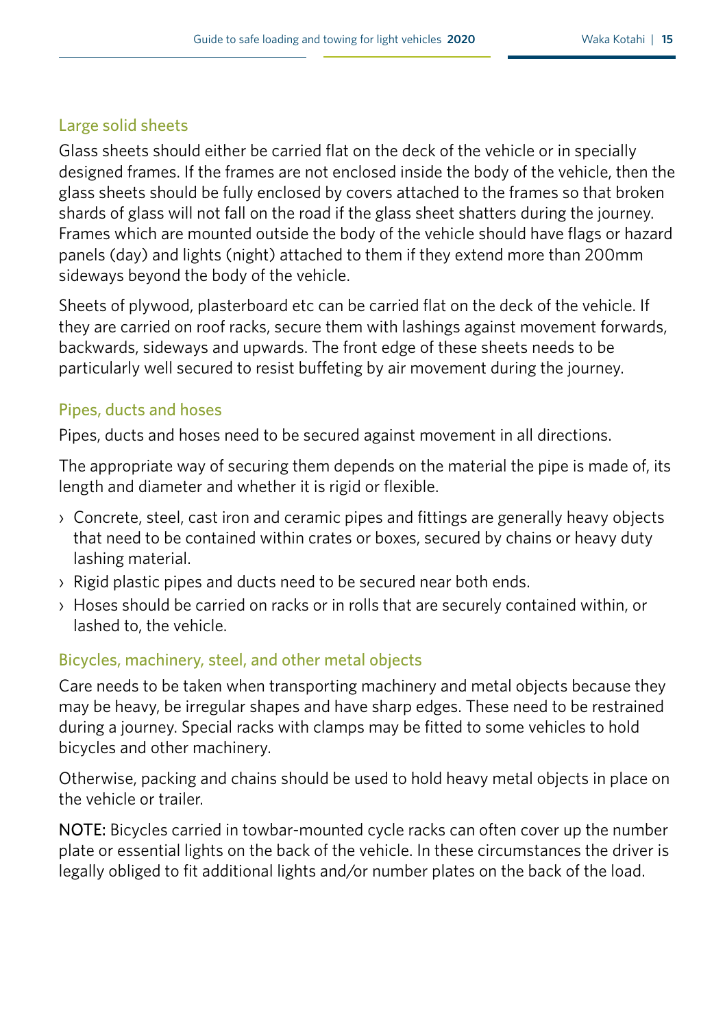### Large solid sheets

Glass sheets should either be carried flat on the deck of the vehicle or in specially designed frames. If the frames are not enclosed inside the body of the vehicle, then the glass sheets should be fully enclosed by covers attached to the frames so that broken shards of glass will not fall on the road if the glass sheet shatters during the journey. Frames which are mounted outside the body of the vehicle should have flags or hazard panels (day) and lights (night) attached to them if they extend more than 200mm sideways beyond the body of the vehicle.

Sheets of plywood, plasterboard etc can be carried flat on the deck of the vehicle. If they are carried on roof racks, secure them with lashings against movement forwards, backwards, sideways and upwards. The front edge of these sheets needs to be particularly well secured to resist buffeting by air movement during the journey.

### Pipes, ducts and hoses

Pipes, ducts and hoses need to be secured against movement in all directions.

The appropriate way of securing them depends on the material the pipe is made of, its length and diameter and whether it is rigid or flexible.

- Concrete, steel, cast iron and ceramic pipes and fittings are generally heavy objects that need to be contained within crates or boxes, secured by chains or heavy duty lashing material.
- Rigid plastic pipes and ducts need to be secured near both ends.
- Hoses should be carried on racks or in rolls that are securely contained within, or lashed to, the vehicle.

### Bicycles, machinery, steel, and other metal objects

Care needs to be taken when transporting machinery and metal objects because they may be heavy, be irregular shapes and have sharp edges. These need to be restrained during a journey. Special racks with clamps may be fitted to some vehicles to hold bicycles and other machinery.

Otherwise, packing and chains should be used to hold heavy metal objects in place on the vehicle or trailer.

NOTE: Bicycles carried in towbar-mounted cycle racks can often cover up the number plate or essential lights on the back of the vehicle. In these circumstances the driver is legally obliged to fit additional lights and/or number plates on the back of the load.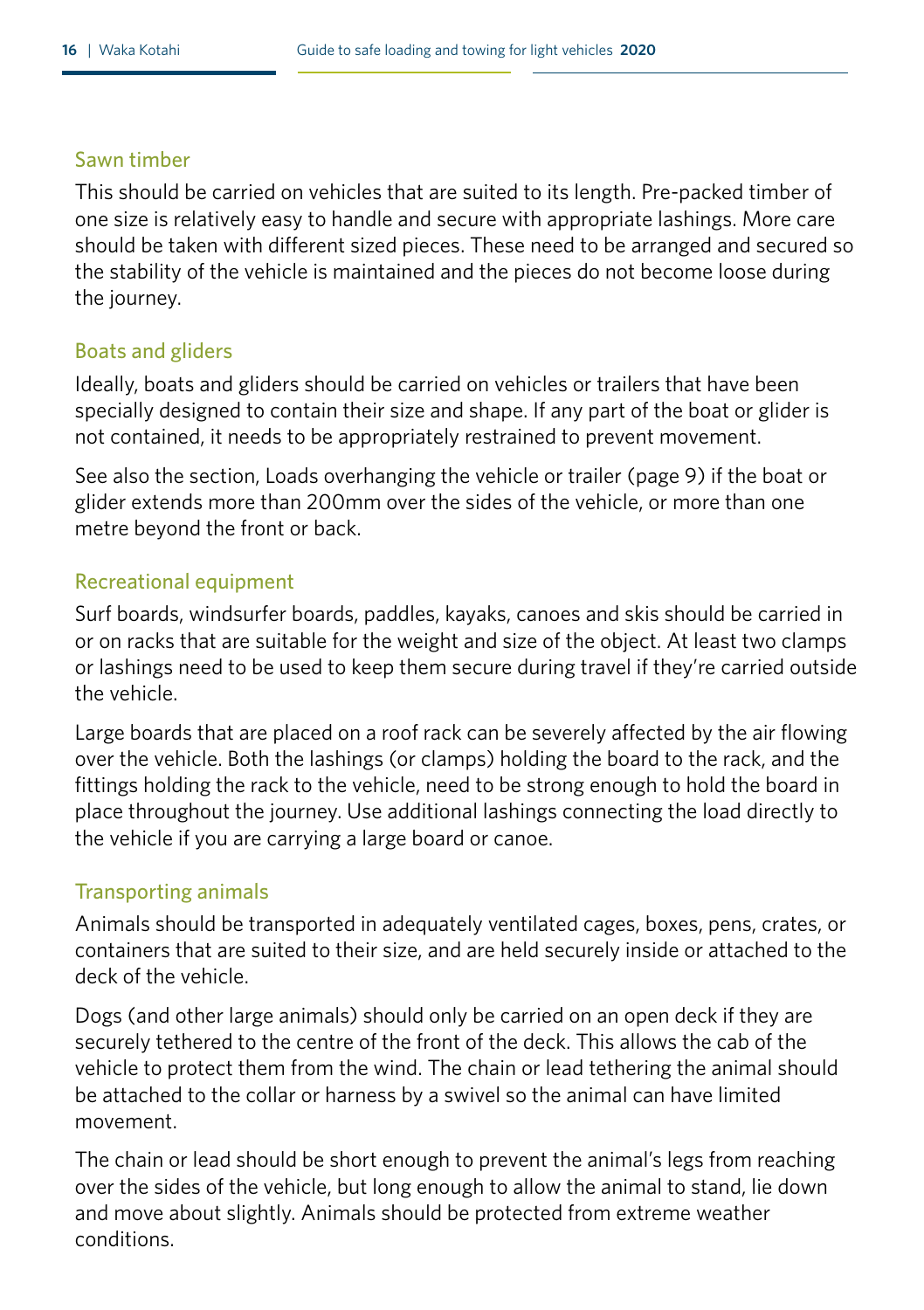### Sawn timber

This should be carried on vehicles that are suited to its length. Pre-packed timber of one size is relatively easy to handle and secure with appropriate lashings. More care should be taken with different sized pieces. These need to be arranged and secured so the stability of the vehicle is maintained and the pieces do not become loose during the journey.

### Boats and gliders

Ideally, boats and gliders should be carried on vehicles or trailers that have been specially designed to contain their size and shape. If any part of the boat or glider is not contained, it needs to be appropriately restrained to prevent movement.

See also the section, Loads overhanging the vehicle or trailer (page 9) if the boat or glider extends more than 200mm over the sides of the vehicle, or more than one metre beyond the front or back.

### Recreational equipment

Surf boards, windsurfer boards, paddles, kayaks, canoes and skis should be carried in or on racks that are suitable for the weight and size of the object. At least two clamps or lashings need to be used to keep them secure during travel if they're carried outside the vehicle.

Large boards that are placed on a roof rack can be severely affected by the air flowing over the vehicle. Both the lashings (or clamps) holding the board to the rack, and the fittings holding the rack to the vehicle, need to be strong enough to hold the board in place throughout the journey. Use additional lashings connecting the load directly to the vehicle if you are carrying a large board or canoe.

### Transporting animals

Animals should be transported in adequately ventilated cages, boxes, pens, crates, or containers that are suited to their size, and are held securely inside or attached to the deck of the vehicle.

Dogs (and other large animals) should only be carried on an open deck if they are securely tethered to the centre of the front of the deck. This allows the cab of the vehicle to protect them from the wind. The chain or lead tethering the animal should be attached to the collar or harness by a swivel so the animal can have limited movement.

The chain or lead should be short enough to prevent the animal's legs from reaching over the sides of the vehicle, but long enough to allow the animal to stand, lie down and move about slightly. Animals should be protected from extreme weather conditions.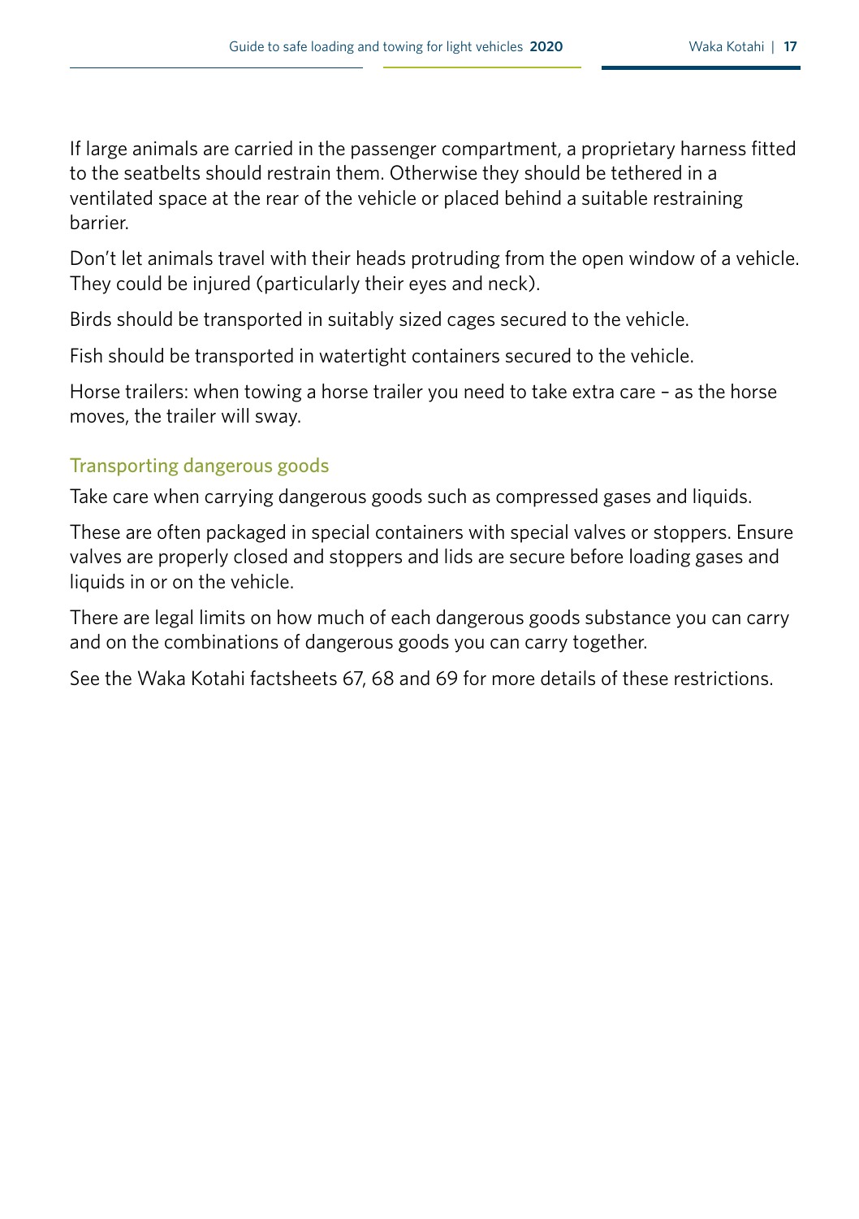If large animals are carried in the passenger compartment, a proprietary harness fitted to the seatbelts should restrain them. Otherwise they should be tethered in a ventilated space at the rear of the vehicle or placed behind a suitable restraining barrier.

Don't let animals travel with their heads protruding from the open window of a vehicle. They could be injured (particularly their eyes and neck).

Birds should be transported in suitably sized cages secured to the vehicle.

Fish should be transported in watertight containers secured to the vehicle.

Horse trailers: when towing a horse trailer you need to take extra care – as the horse moves, the trailer will sway.

### Transporting dangerous goods

Take care when carrying dangerous goods such as compressed gases and liquids.

These are often packaged in special containers with special valves or stoppers. Ensure valves are properly closed and stoppers and lids are secure before loading gases and liquids in or on the vehicle.

There are legal limits on how much of each dangerous goods substance you can carry and on the combinations of dangerous goods you can carry together.

See the Waka Kotahi factsheets 67, 68 and 69 for more details of these restrictions.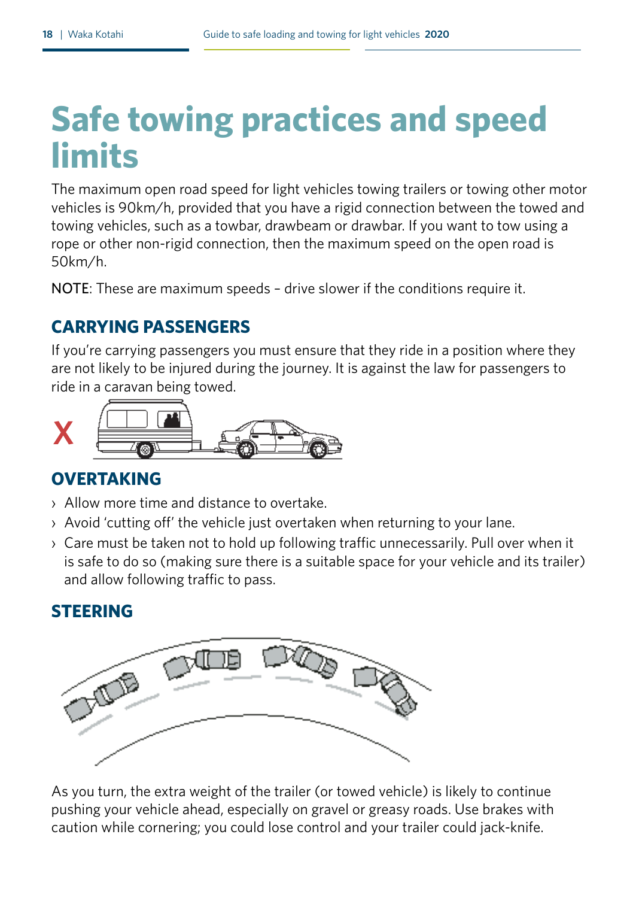# Safe towing practices and speed limits

The maximum open road speed for light vehicles towing trailers or towing other motor vehicles is 90km/h, provided that you have a rigid connection between the towed and towing vehicles, such as a towbar, drawbeam or drawbar. If you want to tow using a rope or other non-rigid connection, then the maximum speed on the open road is 50km/h.

NOTE: These are maximum speeds – drive slower if the conditions require it.

## CARRYING PASSENGERS

If you're carrying passengers you must ensure that they ride in a position where they are not likely to be injured during the journey. It is against the law for passengers to ride in a caravan being towed.

## OVERTAKING

- Allow more time and distance to overtake.
- Avoid 'cutting off' the vehicle just overtaken when returning to your lane.
- Care must be taken not to hold up following traffic unnecessarily. Pull over when it is safe to do so (making sure there is a suitable space for your vehicle and its trailer) and allow following traffic to pass.

## STEERING

As you turn, the extra weight of the trailer (or towed vehicle) is likely to continue pushing your vehicle ahead, especially on gravel or greasy roads. Use brakes with caution while cornering; you could lose control and your trailer could jack-knife.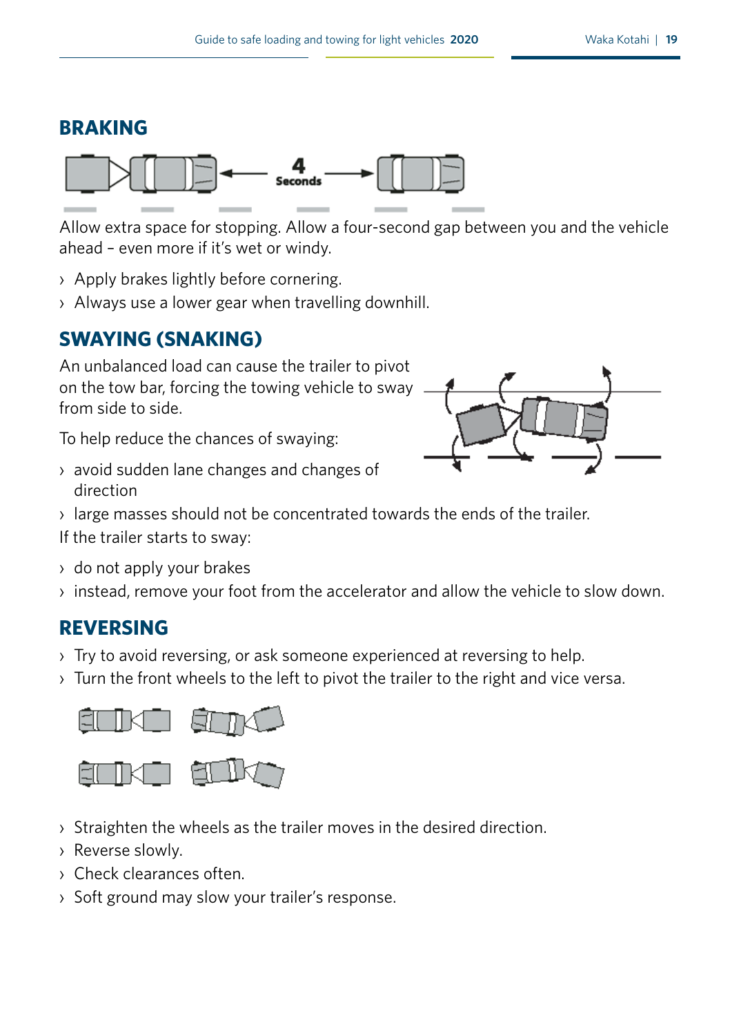## BRAKING

Allow extra space for stopping. Allow a four-second gap between you and the vehicle ahead – even more if it's wet or windy.

- Apply brakes lightly before cornering.
- Always use a lower gear when travelling downhill.

## SWAYING (SNAKING)

An unbalanced load can cause the trailer to pivot on the tow bar, forcing the towing vehicle to sway from side to side.

To help reduce the chances of swaying:

- avoid sudden lane changes and changes of direction
- large masses should not be concentrated towards the ends of the trailer.

If the trailer starts to sway:

- do not apply your brakes
- instead, remove your foot from the accelerator and allow the vehicle to slow down.

## REVERSING

- Try to avoid reversing, or ask someone experienced at reversing to help.
- Turn the front wheels to the left to pivot the trailer to the right and vice versa.
- Straighten the wheels as the trailer moves in the desired direction.
- Reverse slowly.
- Check clearances often.
- Soft ground may slow your trailer's response.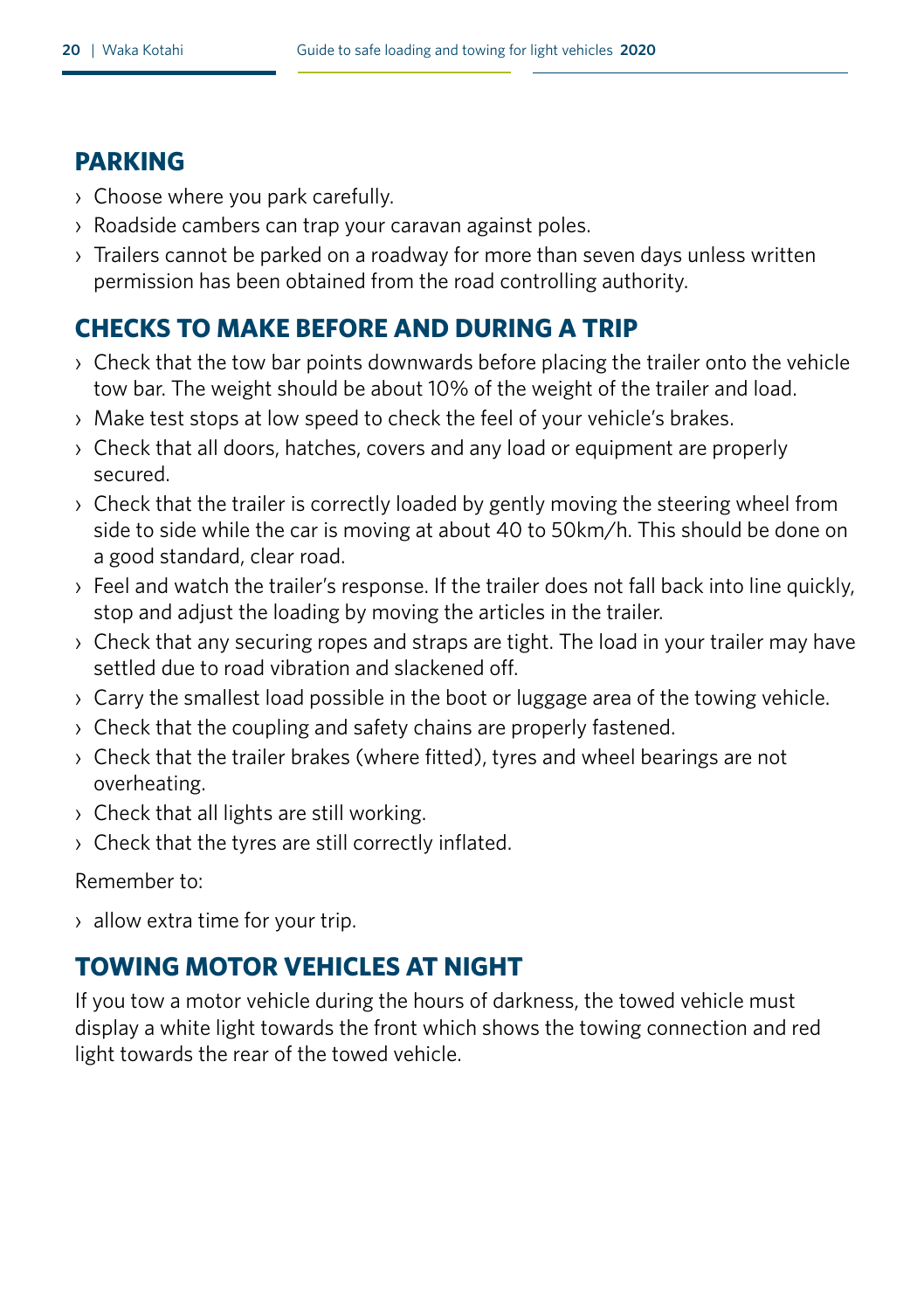## PARKING

- Choose where you park carefully.
- Roadside cambers can trap your caravan against poles.
- Trailers cannot be parked on a roadway for more than seven days unless written permission has been obtained from the road controlling authority.

## CHECKS TO MAKE BEFORE AND DURING A TRIP

- Check that the tow bar points downwards before placing the trailer onto the vehicle tow bar. The weight should be about 10% of the weight of the trailer and load.
- Make test stops at low speed to check the feel of your vehicle's brakes.
- Check that all doors, hatches, covers and any load or equipment are properly secured.
- Check that the trailer is correctly loaded by gently moving the steering wheel from side to side while the car is moving at about 40 to 50km/h. This should be done on a good standard, clear road.
- Feel and watch the trailer's response. If the trailer does not fall back into line quickly, stop and adjust the loading by moving the articles in the trailer.
- Check that any securing ropes and straps are tight. The load in your trailer may have settled due to road vibration and slackened off.
- Carry the smallest load possible in the boot or luggage area of the towing vehicle.
- Check that the coupling and safety chains are properly fastened.
- Check that the trailer brakes (where fitted), tyres and wheel bearings are not overheating.
- Check that all lights are still working.
- Check that the tyres are still correctly inflated.

Remember to:

- allow extra time for your trip.

## TOWING MOTOR VEHICLES AT NIGHT

If you tow a motor vehicle during the hours of darkness, the towed vehicle must display a white light towards the front which shows the towing connection and red light towards the rear of the towed vehicle.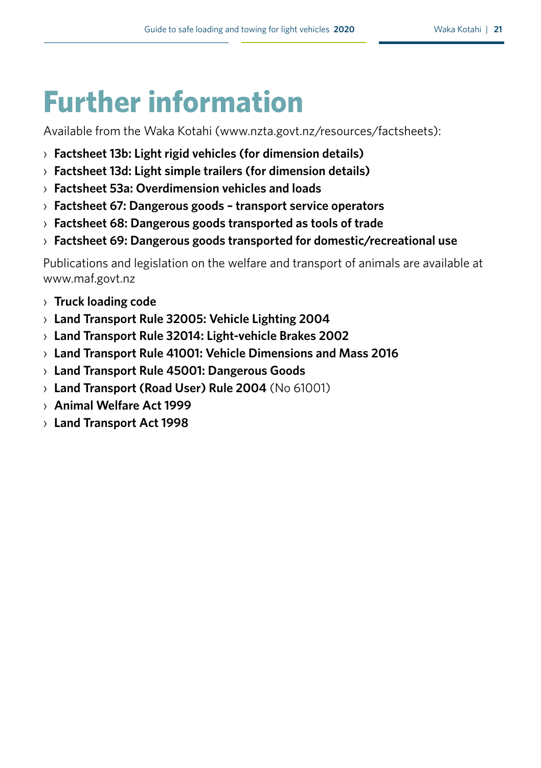# Further information

Available from the Waka Kotahi (www.nzta.govt.nz/resources/factsheets):

- **Factsheet 13b: Light rigid vehicles (for dimension details)**
- **Factsheet 13d: Light simple trailers (for dimension details)**
- **Factsheet 53a: Overdimension vehicles and loads**
- **Factsheet 67: Dangerous goods – transport service operators**
- **Factsheet 68: Dangerous goods transported as tools of trade**
- **Factsheet 69: Dangerous goods transported for domestic/recreational use**

Publications and legislation on the welfare and transport of animals are available at www.maf.govt.nz

- **Truck loading code**
- **Land Transport Rule 32005: Vehicle Lighting 2004**
- **Land Transport Rule 32014: Light-vehicle Brakes 2002**
- **Land Transport Rule 41001: Vehicle Dimensions and Mass 2016**
- **Land Transport Rule 45001: Dangerous Goods**
- **Land Transport (Road User) Rule 2004** (No 61001)
- **Animal Welfare Act 1999**
- **Land Transport Act 1998**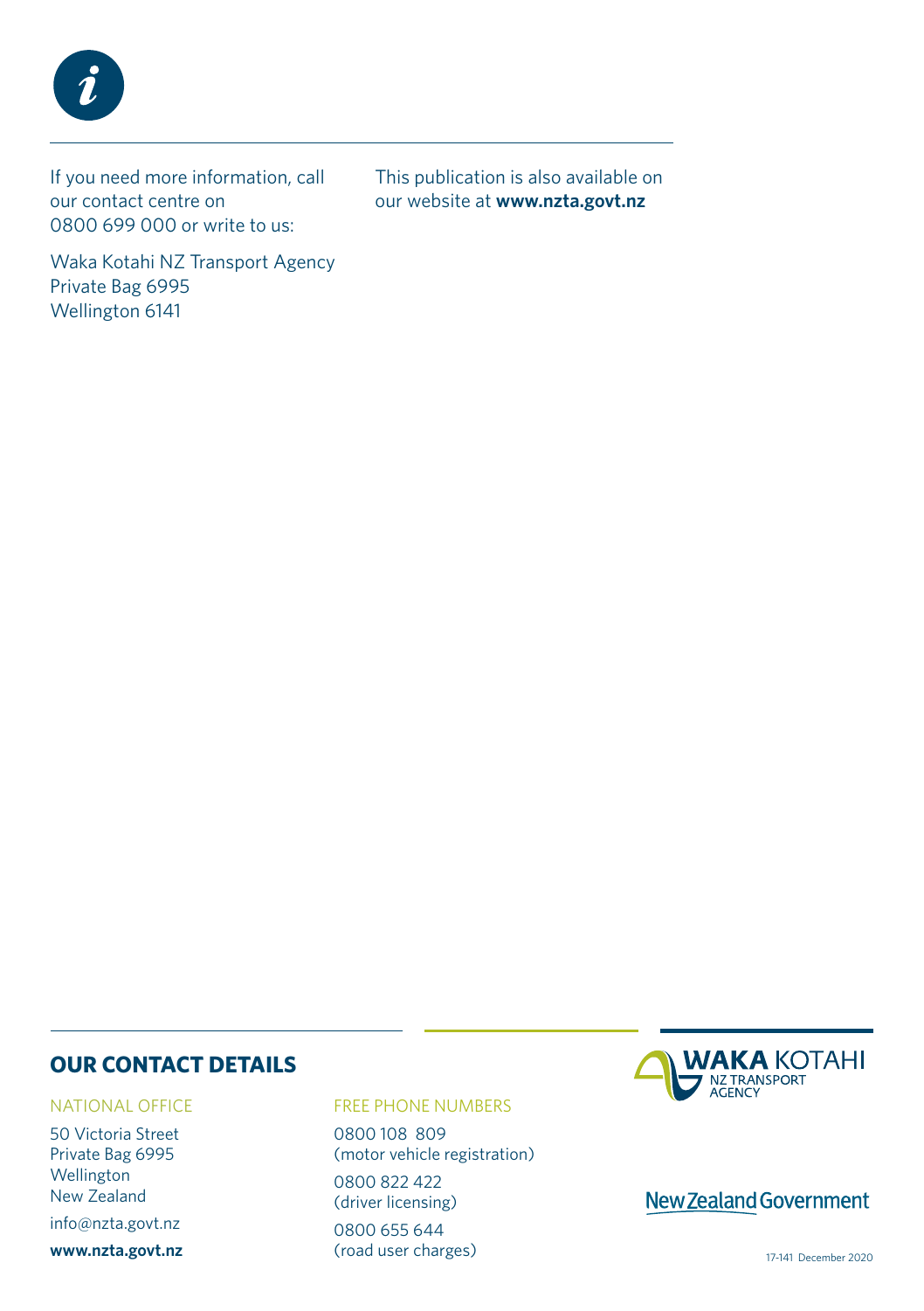If you need more information, call our contact centre on 0800 699 000 or write to us:

Waka Kotahi NZ Transport Agency
Private Bag 6995
Wellington 6141

This publication is also available on our website at **www.nzta.govt.nz**

## OUR CONTACT DETAILS

NATIONAL OFFICE

50 Victoria Street
Private Bag 6995
Wellington
New Zealand

info@nzta.govt.nz

**www.nzta.govt.nz**

FREE PHONE NUMBERS

0800 108 809
(motor vehicle registration)

0800 822 422
(driver licensing)

0800 655 644
(road user charges)

WAKA KOTAHI NZ TRANSPORT AGENCY

New Zealand Government

17-141 December 2020